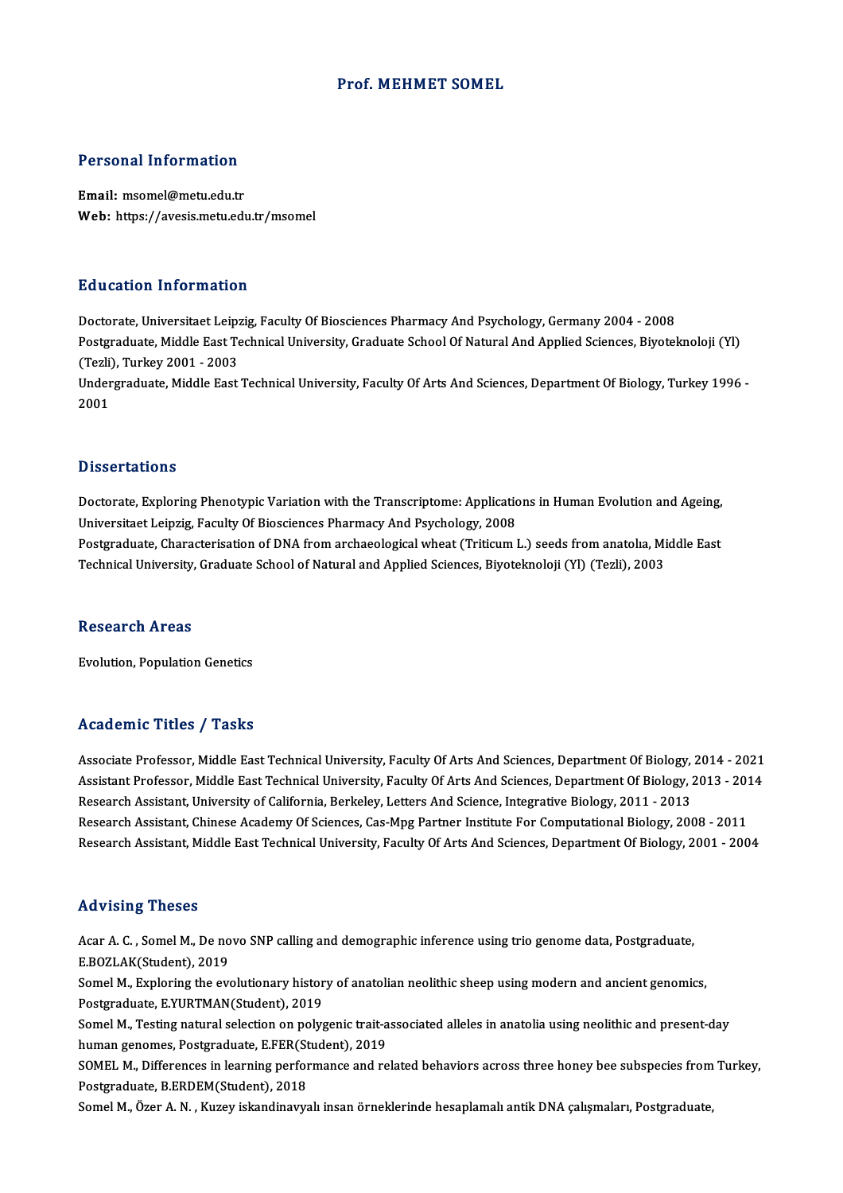# Prof. MEHMET SOMEL

## Personal Information

**Email:** msomel@metu.edu.tr
**Web:** https://avesis.metu.edu.tr/msomel

## Education Information

Doctorate, Universitaet Leipzig, Faculty Of Biosciences Pharmacy And Psychology, Germany 2004 - 2008
Postgraduate, Middle East Technical University, Graduate School Of Natural And Applied Sciences, Biyoteknoloji (Yl) (Tezli), Turkey 2001 - 2003
Undergraduate, Middle East Technical University, Faculty Of Arts And Sciences, Department Of Biology, Turkey 1996 - 2001

## Dissertations

Doctorate, Exploring Phenotypic Variation with the Transcriptome: Applications in Human Evolution and Ageing, Universitaet Leipzig, Faculty Of Biosciences Pharmacy And Psychology, 2008
Postgraduate, Characterisation of DNA from archaeological wheat (Triticum L.) seeds from anatolıa, Middle East Technical University, Graduate School of Natural and Applied Sciences, Biyoteknoloji (Yl) (Tezli), 2003

## Research Areas

Evolution, Population Genetics

## Academic Titles / Tasks

Associate Professor, Middle East Technical University, Faculty Of Arts And Sciences, Department Of Biology, 2014 - 2021
Assistant Professor, Middle East Technical University, Faculty Of Arts And Sciences, Department Of Biology, 2013 - 2014
Research Assistant, University of California, Berkeley, Letters And Science, Integrative Biology, 2011 - 2013
Research Assistant, Chinese Academy Of Sciences, Cas-Mpg Partner Institute For Computational Biology, 2008 - 2011
Research Assistant, Middle East Technical University, Faculty Of Arts And Sciences, Department Of Biology, 2001 - 2004

## Advising Theses

Acar A. C. , Somel M., De novo SNP calling and demographic inference using trio genome data, Postgraduate, E.BOZLAK(Student), 2019
Somel M., Exploring the evolutionary history of anatolian neolithic sheep using modern and ancient genomics, Postgraduate, E.YURTMAN(Student), 2019
Somel M., Testing natural selection on polygenic trait-associated alleles in anatolia using neolithic and present-day human genomes, Postgraduate, E.FER(Student), 2019
SOMEL M., Differences in learning performance and related behaviors across three honey bee subspecies from Turkey, Postgraduate, B.ERDEM(Student), 2018
Somel M., Özer A. N. , Kuzey iskandinavyalı insan örneklerinde hesaplamalı antik DNA çalışmaları, Postgraduate,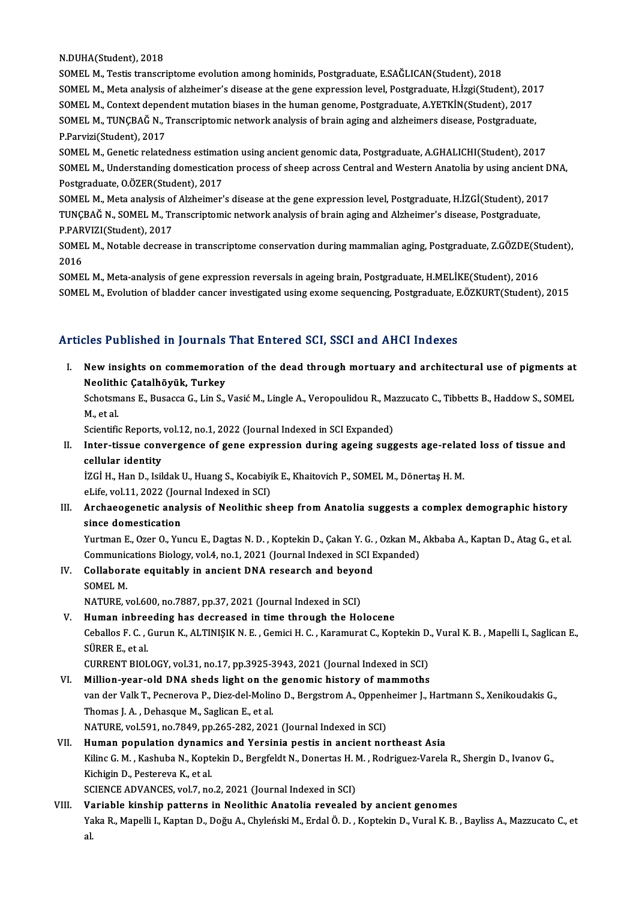N.DUHA(Student), 2018

SOMEL M., Testis transcriptome evolution among hominids, Postgraduate, E.SAĞLICAN(Student), 2018

SOMEL M., Meta analysis of alzheimer's disease at the gene expression level, Postgraduate, H.İzgi(Student), 2017

SOMEL M., Context dependent mutation biases in the human genome, Postgraduate, A.YETKİN(Student), 2017

SOMEL M., TUNÇBAĞ N., Transcriptomic network analysis of brain aging and alzheimers disease, Postgraduate, P.Parvizi(Student), 2017

SOMEL M., Genetic relatedness estimation using ancient genomic data, Postgraduate, A.GHALICHI(Student), 2017

SOMEL M., Understanding domestication process of sheep across Central and Western Anatolia by using ancient DNA, Postgraduate, O.ÖZER(Student), 2017

SOMEL M., Meta analysis of Alzheimer's disease at the gene expression level, Postgraduate, H.İZGİ(Student), 2017

TUNÇBAĞ N., SOMEL M., Transcriptomic network analysis of brain aging and Alzheimer's disease, Postgraduate, P.PARVIZI(Student), 2017

SOMEL M., Notable decrease in transcriptome conservation during mammalian aging, Postgraduate, Z.GÖZDE(Student), 2016

SOMEL M., Meta-analysis of gene expression reversals in ageing brain, Postgraduate, H.MELİKE(Student), 2016

SOMEL M., Evolution of bladder cancer investigated using exome sequencing, Postgraduate, E.ÖZKURT(Student), 2015

## Articles Published in Journals That Entered SCI, SSCI and AHCI Indexes

I. **New insights on commemoration of the dead through mortuary and architectural use of pigments at Neolithic Çatalhöyük, Turkey**
Schotsmans E., Busacca G., Lin S., Vasić M., Lingle A., Veropoulidou R., Mazzucato C., Tibbetts B., Haddow S., SOMEL M., et al.
Scientific Reports, vol.12, no.1, 2022 (Journal Indexed in SCI Expanded)

II. **Inter-tissue convergence of gene expression during ageing suggests age-related loss of tissue and cellular identity**
İZGİ H., Han D., Isildak U., Huang S., Kocabiyik E., Khaitovich P., SOMEL M., Dönertaş H. M.
eLife, vol.11, 2022 (Journal Indexed in SCI)

III. **Archaeogenetic analysis of Neolithic sheep from Anatolia suggests a complex demographic history since domestication**
Yurtman E., Ozer O., Yuncu E., Dagtas N. D. , Koptekin D., Çakan Y. G. , Ozkan M., Akbaba A., Kaptan D., Atag G., et al.
Communications Biology, vol.4, no.1, 2021 (Journal Indexed in SCI Expanded)

IV. **Collaborate equitably in ancient DNA research and beyond**
SOMEL M.
NATURE, vol.600, no.7887, pp.37, 2021 (Journal Indexed in SCI)

V. **Human inbreeding has decreased in time through the Holocene**
Ceballos F. C. , Gurun K., ALTINIŞIK N. E. , Gemici H. C. , Karamurat C., Koptekin D., Vural K. B. , Mapelli I., Saglican E., SÜRER E., et al.
CURRENT BIOLOGY, vol.31, no.17, pp.3925-3943, 2021 (Journal Indexed in SCI)

VI. **Million-year-old DNA sheds light on the genomic history of mammoths**
van der Valk T., Pecnerova P., Diez-del-Molino D., Bergstrom A., Oppenheimer J., Hartmann S., Xenikoudakis G., Thomas J. A. , Dehasque M., Saglican E., et al.
NATURE, vol.591, no.7849, pp.265-282, 2021 (Journal Indexed in SCI)

VII. **Human population dynamics and Yersinia pestis in ancient northeast Asia**
Kilinc G. M. , Kashuba N., Koptekin D., Bergfeldt N., Donertas H. M. , Rodriguez-Varela R., Shergin D., Ivanov G., Kichigin D., Pestereva K., et al.
SCIENCE ADVANCES, vol.7, no.2, 2021 (Journal Indexed in SCI)

VIII. **Variable kinship patterns in Neolithic Anatolia revealed by ancient genomes**
Yaka R., Mapelli I., Kaptan D., Doğu A., Chyleński M., Erdal Ö. D. , Koptekin D., Vural K. B. , Bayliss A., Mazzucato C., et al.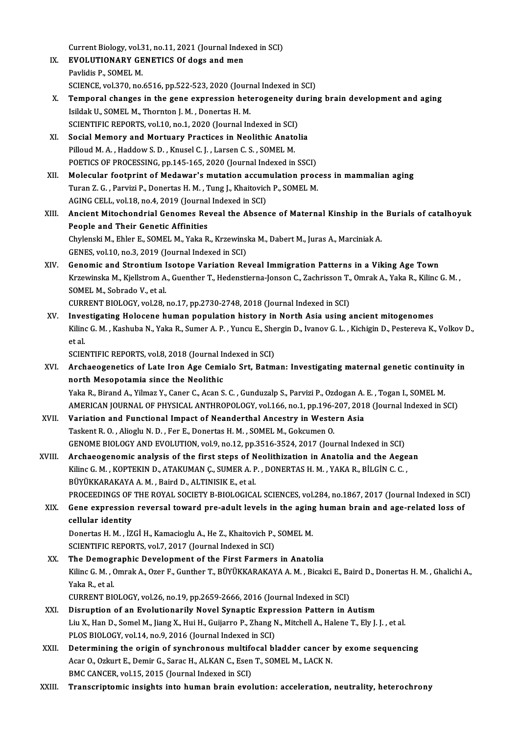Current Biology, vol.31, no.11, 2021 (Journal Indexed in SCI)

IX. **EVOLUTIONARY GENETICS Of dogs and men**
Pavlidis P., SOMEL M.
SCIENCE, vol.370, no.6516, pp.522-523, 2020 (Journal Indexed in SCI)

X. **Temporal changes in the gene expression heterogeneity during brain development and aging**
Isildak U., SOMEL M., Thornton J. M. , Donertas H. M.
SCIENTIFIC REPORTS, vol.10, no.1, 2020 (Journal Indexed in SCI)

XI. **Social Memory and Mortuary Practices in Neolithic Anatolia**
Pilloud M. A. , Haddow S. D. , Knusel C. J. , Larsen C. S. , SOMEL M.
POETICS OF PROCESSING, pp.145-165, 2020 (Journal Indexed in SSCI)

XII. **Molecular footprint of Medawar's mutation accumulation process in mammalian aging**
Turan Z. G. , Parvizi P., Donertas H. M. , Tung J., Khaitovich P., SOMEL M.
AGING CELL, vol.18, no.4, 2019 (Journal Indexed in SCI)

XIII. **Ancient Mitochondrial Genomes Reveal the Absence of Maternal Kinship in the Burials of catalhoyuk People and Their Genetic Affinities**
Chylenski M., Ehler E., SOMEL M., Yaka R., Krzewinska M., Dabert M., Juras A., Marciniak A.
GENES, vol.10, no.3, 2019 (Journal Indexed in SCI)

XIV. **Genomic and Strontium Isotope Variation Reveal Immigration Patterns in a Viking Age Town**
Krzewinska M., Kjellstrom A., Guenther T., Hedenstierna-Jonson C., Zachrisson T., Omrak A., Yaka R., Kilinc G. M. , SOMEL M., Sobrado V., et al.
CURRENT BIOLOGY, vol.28, no.17, pp.2730-2748, 2018 (Journal Indexed in SCI)

XV. **Investigating Holocene human population history in North Asia using ancient mitogenomes**
Kilinc G. M. , Kashuba N., Yaka R., Sumer A. P. , Yuncu E., Shergin D., Ivanov G. L. , Kichigin D., Pestereva K., Volkov D., et al.
SCIENTIFIC REPORTS, vol.8, 2018 (Journal Indexed in SCI)

XVI. **Archaeogenetics of Late Iron Age Cemialo Srt, Batman: Investigating maternal genetic continuity in north Mesopotamia since the Neolithic**
Yaka R., Birand A., Yilmaz Y., Caner C., Acan S. C. , Gunduzalp S., Parvizi P., Ozdogan A. E. , Togan I., SOMEL M.
AMERICAN JOURNAL OF PHYSICAL ANTHROPOLOGY, vol.166, no.1, pp.196-207, 2018 (Journal Indexed in SCI)

XVII. **Variation and Functional Impact of Neanderthal Ancestry in Western Asia**
Taskent R. O. , Alioglu N. D. , Fer E., Donertas H. M. , SOMEL M., Gokcumen O.
GENOME BIOLOGY AND EVOLUTION, vol.9, no.12, pp.3516-3524, 2017 (Journal Indexed in SCI)

XVIII. **Archaeogenomic analysis of the first steps of Neolithization in Anatolia and the Aegean**
Kilinc G. M. , KOPTEKIN D., ATAKUMAN Ç., SUMER A. P. , DONERTAS H. M. , YAKA R., BİLGİN C. C. , BÜYÜKKARAKAYA A. M. , Baird D., ALTINISIK E., et al.
PROCEEDINGS OF THE ROYAL SOCIETY B-BIOLOGICAL SCIENCES, vol.284, no.1867, 2017 (Journal Indexed in SCI)

XIX. **Gene expression reversal toward pre-adult levels in the aging human brain and age-related loss of cellular identity**
Donertas H. M. , İZGİ H., Kamacioglu A., He Z., Khaitovich P., SOMEL M.
SCIENTIFIC REPORTS, vol.7, 2017 (Journal Indexed in SCI)

XX. **The Demographic Development of the First Farmers in Anatolia**
Kilinc G. M. , Omrak A., Ozer F., Gunther T., BÜYÜKKARAKAYA A. M. , Bicakci E., Baird D., Donertas H. M. , Ghalichi A., Yaka R., et al.
CURRENT BIOLOGY, vol.26, no.19, pp.2659-2666, 2016 (Journal Indexed in SCI)

XXI. **Disruption of an Evolutionarily Novel Synaptic Expression Pattern in Autism**
Liu X., Han D., Somel M., Jiang X., Hui H., Guijarro P., Zhang N., Mitchell A., Halene T., Ely J. J. , et al.
PLOS BIOLOGY, vol.14, no.9, 2016 (Journal Indexed in SCI)

XXII. **Determining the origin of synchronous multifocal bladder cancer by exome sequencing**
Acar O., Ozkurt E., Demir G., Sarac H., ALKAN C., Esen T., SOMEL M., LACK N.
BMC CANCER, vol.15, 2015 (Journal Indexed in SCI)

XXIII. **Transcriptomic insights into human brain evolution: acceleration, neutrality, heterochrony**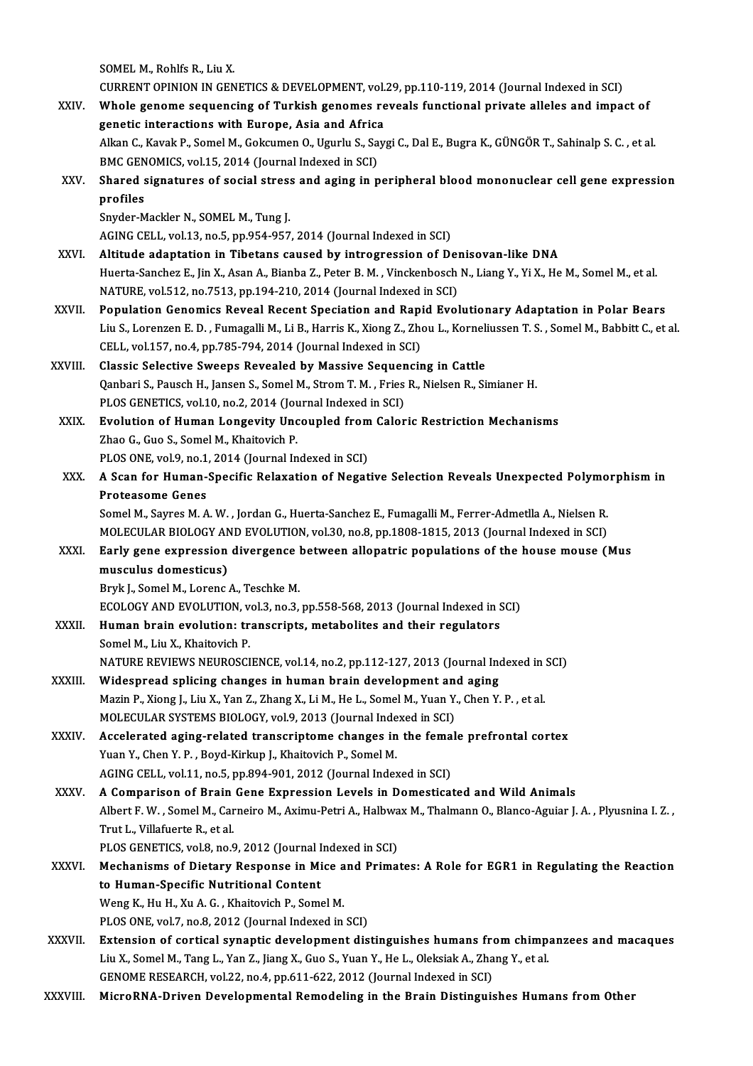SOMEL M., Rohlfs R., Liu X.
CURRENT OPINION IN GENETICS & DEVELOPMENT, vol.29, pp.110-119, 2014 (Journal Indexed in SCI)

XXIV. **Whole genome sequencing of Turkish genomes reveals functional private alleles and impact of genetic interactions with Europe, Asia and Africa**
Alkan C., Kavak P., Somel M., Gokcumen O., Ugurlu S., Saygi C., Dal E., Bugra K., GÜNGÖR T., Sahinalp S. C. , et al.
BMC GENOMICS, vol.15, 2014 (Journal Indexed in SCI)

XXV. **Shared signatures of social stress and aging in peripheral blood mononuclear cell gene expression profiles**
Snyder-Mackler N., SOMEL M., Tung J.
AGING CELL, vol.13, no.5, pp.954-957, 2014 (Journal Indexed in SCI)

XXVI. **Altitude adaptation in Tibetans caused by introgression of Denisovan-like DNA**
Huerta-Sanchez E., Jin X., Asan A., Bianba Z., Peter B. M. , Vinckenbosch N., Liang Y., Yi X., He M., Somel M., et al.
NATURE, vol.512, no.7513, pp.194-210, 2014 (Journal Indexed in SCI)

XXVII. **Population Genomics Reveal Recent Speciation and Rapid Evolutionary Adaptation in Polar Bears**
Liu S., Lorenzen E. D. , Fumagalli M., Li B., Harris K., Xiong Z., Zhou L., Korneliussen T. S. , Somel M., Babbitt C., et al.
CELL, vol.157, no.4, pp.785-794, 2014 (Journal Indexed in SCI)

XXVIII. **Classic Selective Sweeps Revealed by Massive Sequencing in Cattle**
Qanbari S., Pausch H., Jansen S., Somel M., Strom T. M. , Fries R., Nielsen R., Simianer H.
PLOS GENETICS, vol.10, no.2, 2014 (Journal Indexed in SCI)

XXIX. **Evolution of Human Longevity Uncoupled from Caloric Restriction Mechanisms**
Zhao G., Guo S., Somel M., Khaitovich P.
PLOS ONE, vol.9, no.1, 2014 (Journal Indexed in SCI)

XXX. **A Scan for Human-Specific Relaxation of Negative Selection Reveals Unexpected Polymorphism in Proteasome Genes**
Somel M., Sayres M. A. W. , Jordan G., Huerta-Sanchez E., Fumagalli M., Ferrer-Admetlla A., Nielsen R.
MOLECULAR BIOLOGY AND EVOLUTION, vol.30, no.8, pp.1808-1815, 2013 (Journal Indexed in SCI)

XXXI. **Early gene expression divergence between allopatric populations of the house mouse (Mus musculus domesticus)**
Bryk J., Somel M., Lorenc A., Teschke M.
ECOLOGY AND EVOLUTION, vol.3, no.3, pp.558-568, 2013 (Journal Indexed in SCI)

XXXII. **Human brain evolution: transcripts, metabolites and their regulators**
Somel M., Liu X., Khaitovich P.
NATURE REVIEWS NEUROSCIENCE, vol.14, no.2, pp.112-127, 2013 (Journal Indexed in SCI)

XXXIII. **Widespread splicing changes in human brain development and aging**
Mazin P., Xiong J., Liu X., Yan Z., Zhang X., Li M., He L., Somel M., Yuan Y., Chen Y. P. , et al.
MOLECULAR SYSTEMS BIOLOGY, vol.9, 2013 (Journal Indexed in SCI)

XXXIV. **Accelerated aging-related transcriptome changes in the female prefrontal cortex**
Yuan Y., Chen Y. P. , Boyd-Kirkup J., Khaitovich P., Somel M.
AGING CELL, vol.11, no.5, pp.894-901, 2012 (Journal Indexed in SCI)

XXXV. **A Comparison of Brain Gene Expression Levels in Domesticated and Wild Animals**
Albert F. W. , Somel M., Carneiro M., Aximu-Petri A., Halbwax M., Thalmann O., Blanco-Aguiar J. A. , Plyusnina I. Z. , Trut L., Villafuerte R., et al.
PLOS GENETICS, vol.8, no.9, 2012 (Journal Indexed in SCI)

XXXVI. **Mechanisms of Dietary Response in Mice and Primates: A Role for EGR1 in Regulating the Reaction to Human-Specific Nutritional Content**
Weng K., Hu H., Xu A. G. , Khaitovich P., Somel M.
PLOS ONE, vol.7, no.8, 2012 (Journal Indexed in SCI)

XXXVII. **Extension of cortical synaptic development distinguishes humans from chimpanzees and macaques**
Liu X., Somel M., Tang L., Yan Z., Jiang X., Guo S., Yuan Y., He L., Oleksiak A., Zhang Y., et al.
GENOME RESEARCH, vol.22, no.4, pp.611-622, 2012 (Journal Indexed in SCI)

XXXVIII. **MicroRNA-Driven Developmental Remodeling in the Brain Distinguishes Humans from Other**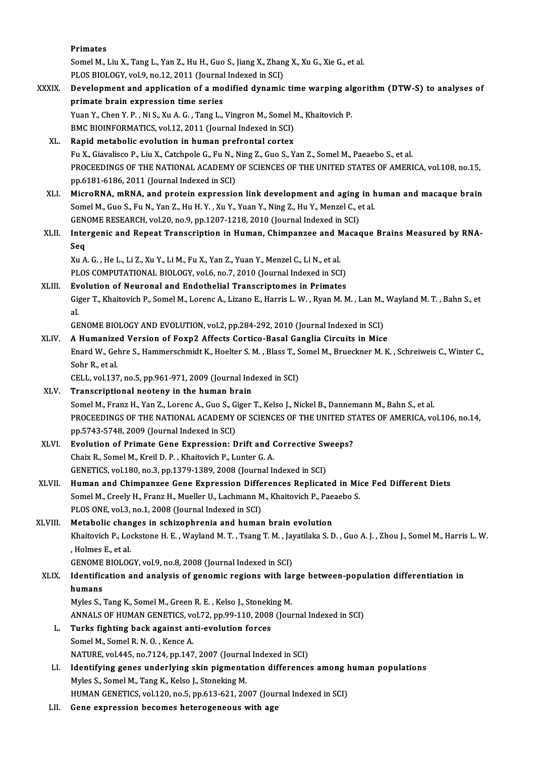Primates

Somel M., Liu X., Tang L., Yan Z., Hu H., Guo S., Jiang X., Zhang X., Xu G., Xie G., et al.

PLOS BIOLOGY, vol.9, no.12, 2011 (Journal Indexed in SCI)

XXXIX. **Development and application of a modified dynamic time warping algorithm (DTW-S) to analyses of primate brain expression time series**

Yuan Y., Chen Y. P. , Ni S., Xu A. G. , Tang L., Vingron M., Somel M., Khaitovich P.

BMC BIOINFORMATICS, vol.12, 2011 (Journal Indexed in SCI)

XL. **Rapid metabolic evolution in human prefrontal cortex**

Fu X., Giavalisco P., Liu X., Catchpole G., Fu N., Ning Z., Guo S., Yan Z., Somel M., Paeaebo S., et al.

PROCEEDINGS OF THE NATIONAL ACADEMY OF SCIENCES OF THE UNITED STATES OF AMERICA, vol.108, no.15, pp.6181-6186, 2011 (Journal Indexed in SCI)

XLI. **MicroRNA, mRNA, and protein expression link development and aging in human and macaque brain**

Somel M., Guo S., Fu N., Yan Z., Hu H. Y. , Xu Y., Yuan Y., Ning Z., Hu Y., Menzel C., et al.

GENOME RESEARCH, vol.20, no.9, pp.1207-1218, 2010 (Journal Indexed in SCI)

XLII. **Intergenic and Repeat Transcription in Human, Chimpanzee and Macaque Brains Measured by RNA-Seq**

Xu A. G. , He L., Li Z., Xu Y., Li M., Fu X., Yan Z., Yuan Y., Menzel C., Li N., et al.

PLOS COMPUTATIONAL BIOLOGY, vol.6, no.7, 2010 (Journal Indexed in SCI)

XLIII. **Evolution of Neuronal and Endothelial Transcriptomes in Primates**

Giger T., Khaitovich P., Somel M., Lorenc A., Lizano E., Harris L. W. , Ryan M. M. , Lan M., Wayland M. T. , Bahn S., et al.

GENOME BIOLOGY AND EVOLUTION, vol.2, pp.284-292, 2010 (Journal Indexed in SCI)

XLIV. **A Humanized Version of Foxp2 Affects Cortico-Basal Ganglia Circuits in Mice**

Enard W., Gehre S., Hammerschmidt K., Hoelter S. M. , Blass T., Somel M., Brueckner M. K. , Schreiweis C., Winter C., Sohr R., et al.

CELL, vol.137, no.5, pp.961-971, 2009 (Journal Indexed in SCI)

XLV. **Transcriptional neoteny in the human brain**

Somel M., Franz H., Yan Z., Lorenc A., Guo S., Giger T., Kelso J., Nickel B., Dannemann M., Bahn S., et al.

PROCEEDINGS OF THE NATIONAL ACADEMY OF SCIENCES OF THE UNITED STATES OF AMERICA, vol.106, no.14, pp.5743-5748, 2009 (Journal Indexed in SCI)

XLVI. **Evolution of Primate Gene Expression: Drift and Corrective Sweeps?**

Chaix R., Somel M., Kreil D. P. , Khaitovich P., Lunter G. A.

GENETICS, vol.180, no.3, pp.1379-1389, 2008 (Journal Indexed in SCI)

XLVII. **Human and Chimpanzee Gene Expression Differences Replicated in Mice Fed Different Diets**

Somel M., Creely H., Franz H., Mueller U., Lachmann M., Khaitovich P., Paeaebo S.

PLOS ONE, vol.3, no.1, 2008 (Journal Indexed in SCI)

XLVIII. **Metabolic changes in schizophrenia and human brain evolution**

Khaitovich P., Lockstone H. E. , Wayland M. T. , Tsang T. M. , Jayatilaka S. D. , Guo A. J. , Zhou J., Somel M., Harris L. W. , Holmes E., et al.

GENOME BIOLOGY, vol.9, no.8, 2008 (Journal Indexed in SCI)

XLIX. **Identification and analysis of genomic regions with large between-population differentiation in humans**

Myles S., Tang K., Somel M., Green R. E. , Kelso J., Stoneking M.

ANNALS OF HUMAN GENETICS, vol.72, pp.99-110, 2008 (Journal Indexed in SCI)

L. **Turks fighting back against anti-evolution forces**

Somel M., Somel R. N. O. , Kence A.

NATURE, vol.445, no.7124, pp.147, 2007 (Journal Indexed in SCI)

LI. **Identifying genes underlying skin pigmentation differences among human populations**

Myles S., Somel M., Tang K., Kelso J., Stoneking M.

HUMAN GENETICS, vol.120, no.5, pp.613-621, 2007 (Journal Indexed in SCI)

LII. **Gene expression becomes heterogeneous with age**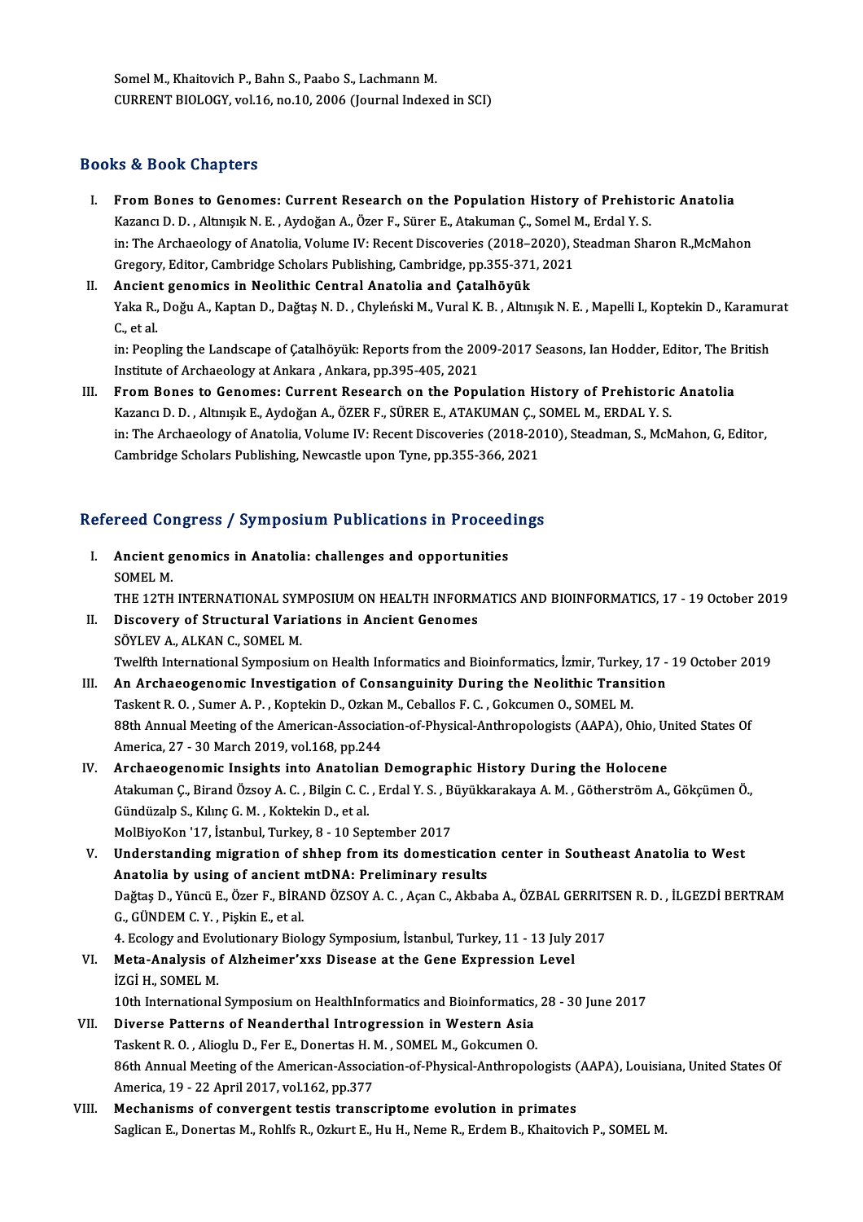Somel M., Khaitovich P., Bahn S., Paabo S., Lachmann M.
CURRENT BIOLOGY, vol.16, no.10, 2006 (Journal Indexed in SCI)

## Books & Book Chapters

I. **From Bones to Genomes: Current Research on the Population History of Prehistoric Anatolia**
Kazancı D. D. , Altınışık N. E. , Aydoğan A., Özer F., Sürer E., Atakuman Ç., Somel M., Erdal Y. S.
in: The Archaeology of Anatolia, Volume IV: Recent Discoveries (2018–2020), Steadman Sharon R.,McMahon Gregory, Editor, Cambridge Scholars Publishing, Cambridge, pp.355-371, 2021

II. **Ancient genomics in Neolithic Central Anatolia and Çatalhöyük**
Yaka R., Doğu A., Kaptan D., Dağtaş N. D. , Chyleński M., Vural K. B. , Altınışık N. E. , Mapelli I., Koptekin D., Karamurat C., et al.
in: Peopling the Landscape of Çatalhöyük: Reports from the 2009-2017 Seasons, Ian Hodder, Editor, The British Institute of Archaeology at Ankara , Ankara, pp.395-405, 2021

III. **From Bones to Genomes: Current Research on the Population History of Prehistoric Anatolia**
Kazancı D. D. , Altınışık E., Aydoğan A., ÖZER F., SÜRER E., ATAKUMAN Ç., SOMEL M., ERDAL Y. S.
in: The Archaeology of Anatolia, Volume IV: Recent Discoveries (2018-2010), Steadman, S., McMahon, G, Editor, Cambridge Scholars Publishing, Newcastle upon Tyne, pp.355-366, 2021

## Refereed Congress / Symposium Publications in Proceedings

I. **Ancient genomics in Anatolia: challenges and opportunities**
SOMEL M.
THE 12TH INTERNATIONAL SYMPOSIUM ON HEALTH INFORMATICS AND BIOINFORMATICS, 17 - 19 October 2019

II. **Discovery of Structural Variations in Ancient Genomes**
SÖYLEV A., ALKAN C., SOMEL M.
Twelfth International Symposium on Health Informatics and Bioinformatics, İzmir, Turkey, 17 - 19 October 2019

III. **An Archaeogenomic Investigation of Consanguinity During the Neolithic Transition**
Taskent R. O. , Sumer A. P. , Koptekin D., Ozkan M., Ceballos F. C. , Gokcumen O., SOMEL M.
88th Annual Meeting of the American-Association-of-Physical-Anthropologists (AAPA), Ohio, United States Of America, 27 - 30 March 2019, vol.168, pp.244

IV. **Archaeogenomic Insights into Anatolian Demographic History During the Holocene**
Atakuman Ç., Birand Özsoy A. C. , Bilgin C. C. , Erdal Y. S. , Büyükkarakaya A. M. , Götherström A., Gökçümen Ö., Gündüzalp S., Kılınç G. M. , Koktekin D., et al.
MolBiyoKon '17, İstanbul, Turkey, 8 - 10 September 2017

V. **Understanding migration of shhep from its domestication center in Southeast Anatolia to West Anatolia by using of ancient mtDNA: Preliminary results**
Dağtaş D., Yüncü E., Özer F., BİRAND ÖZSOY A. C. , Açan C., Akbaba A., ÖZBAL GERRITSEN R. D. , İLGEZDİ BERTRAM G., GÜNDEM C. Y. , Pişkin E., et al.
4. Ecology and Evolutionary Biology Symposium, İstanbul, Turkey, 11 - 13 July 2017

VI. **Meta-Analysis of Alzheimer'xxs Disease at the Gene Expression Level**
İZGİ H., SOMEL M.
10th International Symposium on HealthInformatics and Bioinformatics, 28 - 30 June 2017

VII. **Diverse Patterns of Neanderthal Introgression in Western Asia**
Taskent R. O. , Alioglu D., Fer E., Donertas H. M. , SOMEL M., Gokcumen O.
86th Annual Meeting of the American-Association-of-Physical-Anthropologists (AAPA), Louisiana, United States Of America, 19 - 22 April 2017, vol.162, pp.377

VIII. **Mechanisms of convergent testis transcriptome evolution in primates**
Saglican E., Donertas M., Rohlfs R., Ozkurt E., Hu H., Neme R., Erdem B., Khaitovich P., SOMEL M.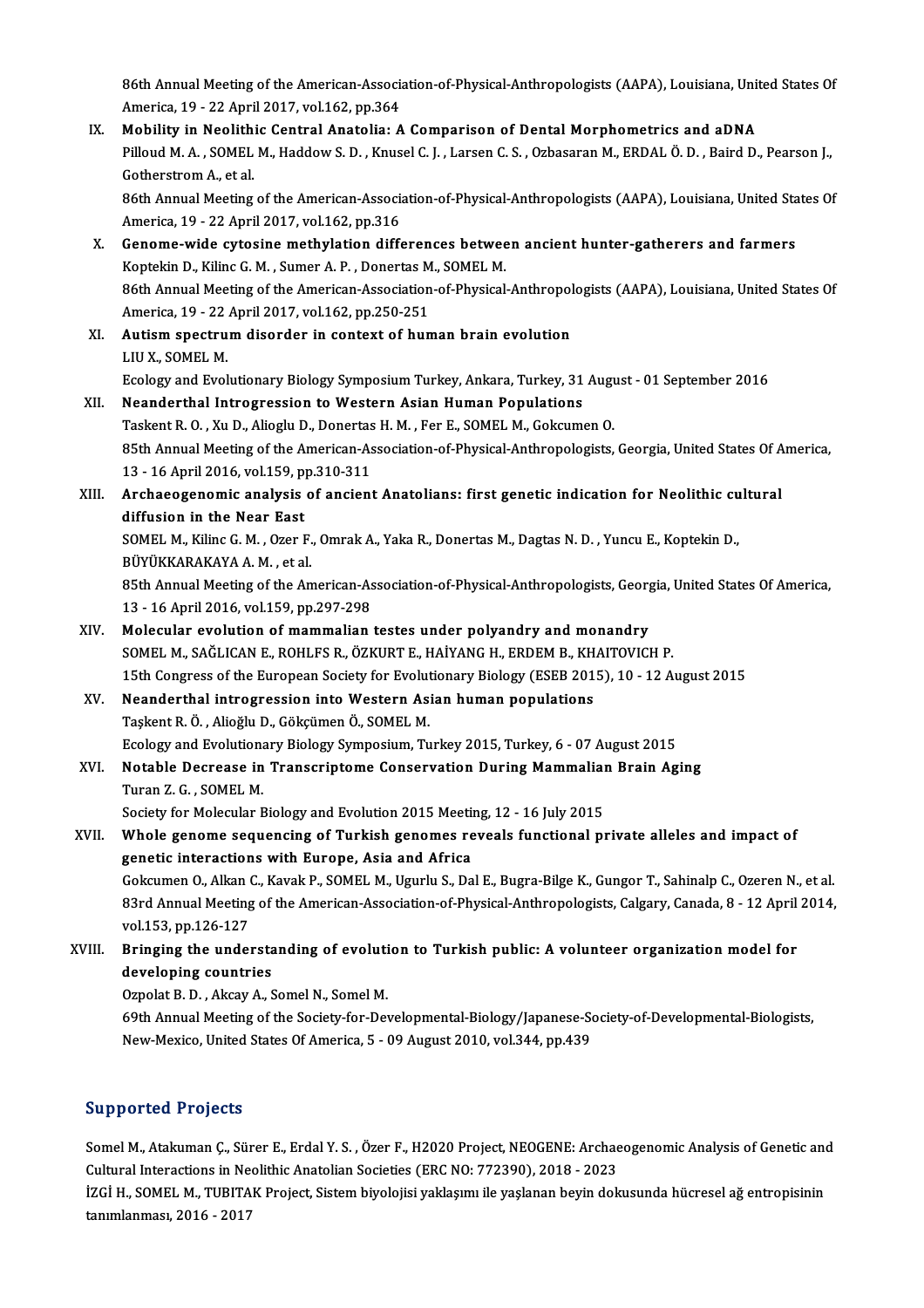86th Annual Meeting of the American-Association-of-Physical-Anthropologists (AAPA), Louisiana, United States Of America, 19 - 22 April 2017, vol.162, pp.364

IX. **Mobility in Neolithic Central Anatolia: A Comparison of Dental Morphometrics and aDNA**
Pilloud M. A. , SOMEL M., Haddow S. D. , Knusel C. J. , Larsen C. S. , Ozbasaran M., ERDAL Ö. D. , Baird D., Pearson J., Gotherstrom A., et al.
86th Annual Meeting of the American-Association-of-Physical-Anthropologists (AAPA), Louisiana, United States Of America, 19 - 22 April 2017, vol.162, pp.316

X. **Genome-wide cytosine methylation differences between ancient hunter-gatherers and farmers**
Koptekin D., Kilinc G. M. , Sumer A. P. , Donertas M., SOMEL M.
86th Annual Meeting of the American-Association-of-Physical-Anthropologists (AAPA), Louisiana, United States Of America, 19 - 22 April 2017, vol.162, pp.250-251

XI. **Autism spectrum disorder in context of human brain evolution**
LIU X., SOMEL M.
Ecology and Evolutionary Biology Symposium Turkey, Ankara, Turkey, 31 August - 01 September 2016

XII. **Neanderthal Introgression to Western Asian Human Populations**
Taskent R. O. , Xu D., Alioglu D., Donertas H. M. , Fer E., SOMEL M., Gokcumen O.
85th Annual Meeting of the American-Association-of-Physical-Anthropologists, Georgia, United States Of America, 13 - 16 April 2016, vol.159, pp.310-311

XIII. **Archaeogenomic analysis of ancient Anatolians: first genetic indication for Neolithic cultural diffusion in the Near East**
SOMEL M., Kilinc G. M. , Ozer F., Omrak A., Yaka R., Donertas M., Dagtas N. D. , Yuncu E., Koptekin D., BÜYÜKKARAKAYA A. M. , et al.
85th Annual Meeting of the American-Association-of-Physical-Anthropologists, Georgia, United States Of America, 13 - 16 April 2016, vol.159, pp.297-298

XIV. **Molecular evolution of mammalian testes under polyandry and monandry**
SOMEL M., SAĞLICAN E., ROHLFS R., ÖZKURT E., HAİYANG H., ERDEM B., KHAITOVICH P.
15th Congress of the European Society for Evolutionary Biology (ESEB 2015), 10 - 12 August 2015

XV. **Neanderthal introgression into Western Asian human populations**
Taşkent R. Ö. , Alioğlu D., Gökçümen Ö., SOMEL M.
Ecology and Evolutionary Biology Symposium, Turkey 2015, Turkey, 6 - 07 August 2015

XVI. **Notable Decrease in Transcriptome Conservation During Mammalian Brain Aging**
Turan Z. G. , SOMEL M.
Society for Molecular Biology and Evolution 2015 Meeting, 12 - 16 July 2015

XVII. **Whole genome sequencing of Turkish genomes reveals functional private alleles and impact of genetic interactions with Europe, Asia and Africa**
Gokcumen O., Alkan C., Kavak P., SOMEL M., Ugurlu S., Dal E., Bugra-Bilge K., Gungor T., Sahinalp C., Ozeren N., et al.
83rd Annual Meeting of the American-Association-of-Physical-Anthropologists, Calgary, Canada, 8 - 12 April 2014, vol.153, pp.126-127

XVIII. **Bringing the understanding of evolution to Turkish public: A volunteer organization model for developing countries**
Ozpolat B. D. , Akcay A., Somel N., Somel M.
69th Annual Meeting of the Society-for-Developmental-Biology/Japanese-Society-of-Developmental-Biologists, New-Mexico, United States Of America, 5 - 09 August 2010, vol.344, pp.439

## Supported Projects

Somel M., Atakuman Ç., Sürer E., Erdal Y. S. , Özer F., H2020 Project, NEOGENE: Archaeogenomic Analysis of Genetic and Cultural Interactions in Neolithic Anatolian Societies (ERC NO: 772390), 2018 - 2023

İZGİ H., SOMEL M., TUBITAK Project, Sistem biyolojisi yaklaşımı ile yaşlanan beyin dokusunda hücresel ağ entropisinin tanımlanması, 2016 - 2017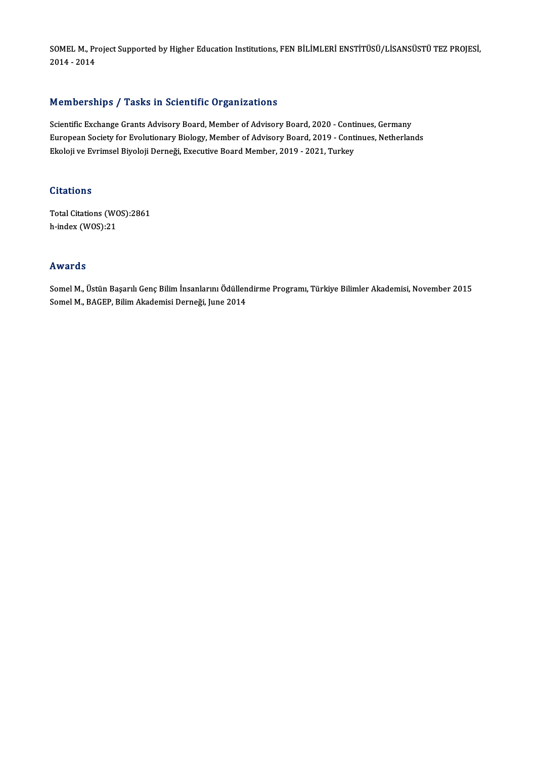SOMEL M., Project Supported by Higher Education Institutions, FEN BİLİMLERİ ENSTİTÜSÜ/LİSANSÜSTÜ TEZ PROJESİ, 2014 - 2014

## Memberships / Tasks in Scientific Organizations

Scientific Exchange Grants Advisory Board, Member of Advisory Board, 2020 - Continues, Germany
European Society for Evolutionary Biology, Member of Advisory Board, 2019 - Continues, Netherlands
Ekoloji ve Evrimsel Biyoloji Derneği, Executive Board Member, 2019 - 2021, Turkey

## Citations

Total Citations (WOS):2861
h-index (WOS):21

## Awards

Somel M., Üstün Başarılı Genç Bilim İnsanlarını Ödüllendirme Programı, Türkiye Bilimler Akademisi, November 2015
Somel M., BAGEP, Bilim Akademisi Derneği, June 2014